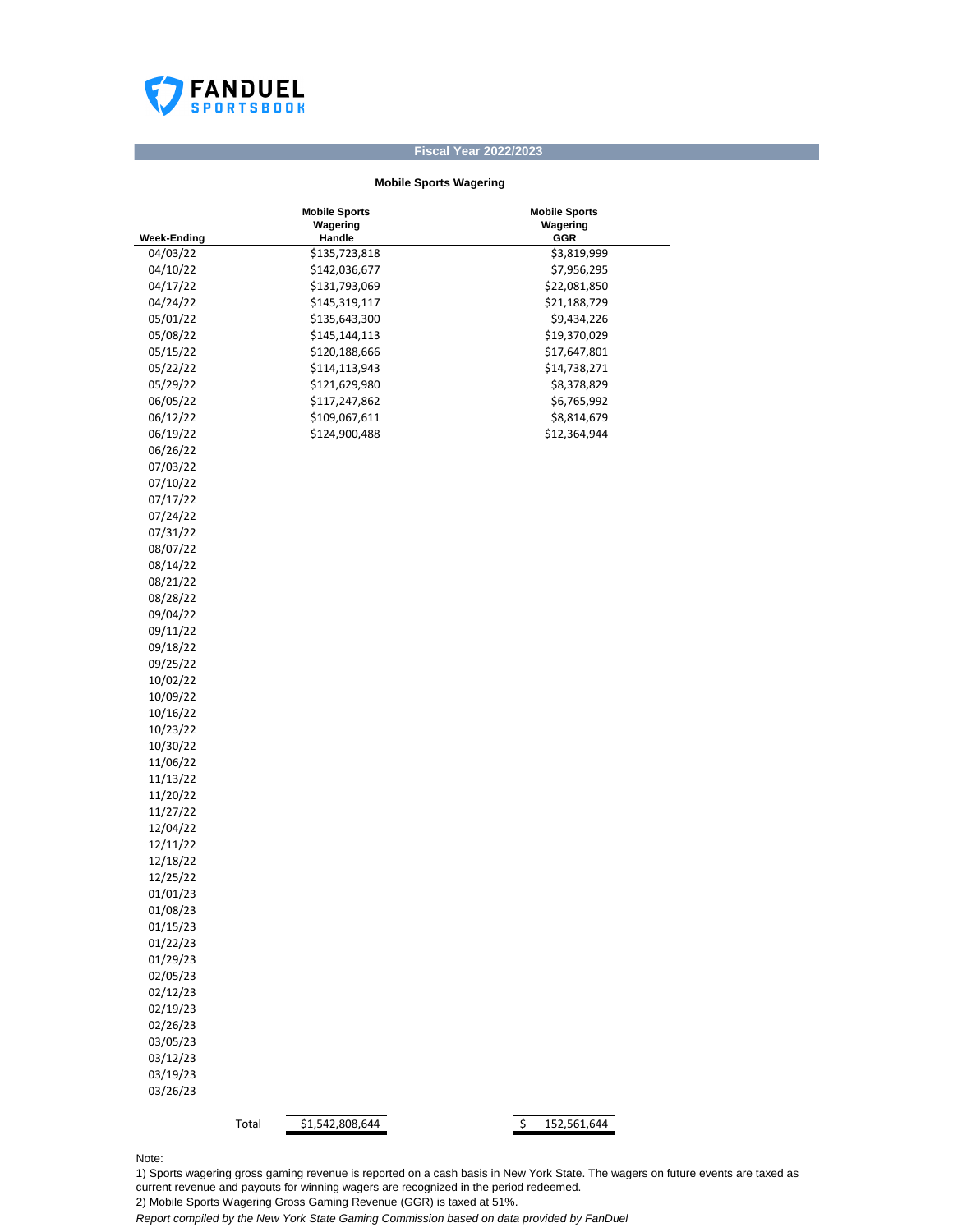FANDUEL SPORTSBOOK

## Fiscal Year 2022/2023

### Mobile Sports Wagering

| Week-Ending | Mobile Sports Wagering Handle | Mobile Sports Wagering GGR |
|---|---|---|
| 04/03/22 | $135,723,818 | $3,819,999 |
| 04/10/22 | $142,036,677 | $7,956,295 |
| 04/17/22 | $131,793,069 | $22,081,850 |
| 04/24/22 | $145,319,117 | $21,188,729 |
| 05/01/22 | $135,643,300 | $9,434,226 |
| 05/08/22 | $145,144,113 | $19,370,029 |
| 05/15/22 | $120,188,666 | $17,647,801 |
| 05/22/22 | $114,113,943 | $14,738,271 |
| 05/29/22 | $121,629,980 | $8,378,829 |
| 06/05/22 | $117,247,862 | $6,765,992 |
| 06/12/22 | $109,067,611 | $8,814,679 |
| 06/19/22 | $124,900,488 | $12,364,944 |
| 06/26/22 | | |
| 07/03/22 | | |
| 07/10/22 | | |
| 07/17/22 | | |
| 07/24/22 | | |
| 07/31/22 | | |
| 08/07/22 | | |
| 08/14/22 | | |
| 08/21/22 | | |
| 08/28/22 | | |
| 09/04/22 | | |
| 09/11/22 | | |
| 09/18/22 | | |
| 09/25/22 | | |
| 10/02/22 | | |
| 10/09/22 | | |
| 10/16/22 | | |
| 10/23/22 | | |
| 10/30/22 | | |
| 11/06/22 | | |
| 11/13/22 | | |
| 11/20/22 | | |
| 11/27/22 | | |
| 12/04/22 | | |
| 12/11/22 | | |
| 12/18/22 | | |
| 12/25/22 | | |
| 01/01/23 | | |
| 01/08/23 | | |
| 01/15/23 | | |
| 01/22/23 | | |
| 01/29/23 | | |
| 02/05/23 | | |
| 02/12/23 | | |
| 02/19/23 | | |
| 02/26/23 | | |
| 03/05/23 | | |
| 03/12/23 | | |
| 03/19/23 | | |
| 03/26/23 | | |
| Total | $1,542,808,644 | $ 152,561,644 |

Note:

1) Sports wagering gross gaming revenue is reported on a cash basis in New York State. The wagers on future events are taxed as current revenue and payouts for winning wagers are recognized in the period redeemed.

2) Mobile Sports Wagering Gross Gaming Revenue (GGR) is taxed at 51%.

*Report compiled by the New York State Gaming Commission based on data provided by FanDuel*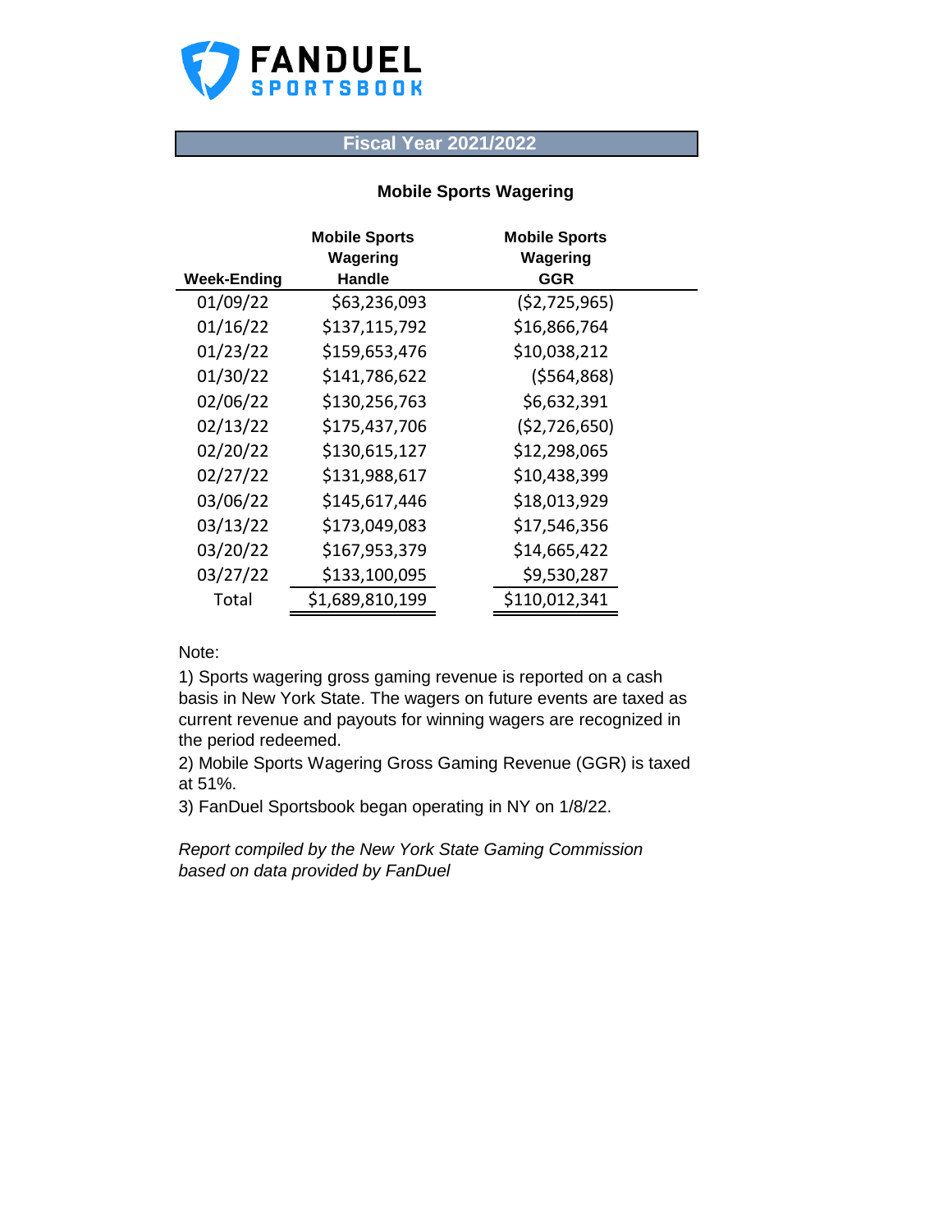FANDUEL SPORTSBOOK

## Fiscal Year 2021/2022

### Mobile Sports Wagering

| Week-Ending | Mobile Sports Wagering Handle | Mobile Sports Wagering GGR |
|---|---|---|
| 01/09/22 | $63,236,093 | ($2,725,965) |
| 01/16/22 | $137,115,792 | $16,866,764 |
| 01/23/22 | $159,653,476 | $10,038,212 |
| 01/30/22 | $141,786,622 | ($564,868) |
| 02/06/22 | $130,256,763 | $6,632,391 |
| 02/13/22 | $175,437,706 | ($2,726,650) |
| 02/20/22 | $130,615,127 | $12,298,065 |
| 02/27/22 | $131,988,617 | $10,438,399 |
| 03/06/22 | $145,617,446 | $18,013,929 |
| 03/13/22 | $173,049,083 | $17,546,356 |
| 03/20/22 | $167,953,379 | $14,665,422 |
| 03/27/22 | $133,100,095 | $9,530,287 |
| Total | $1,689,810,199 | $110,012,341 |

Note:

1) Sports wagering gross gaming revenue is reported on a cash basis in New York State. The wagers on future events are taxed as current revenue and payouts for winning wagers are recognized in the period redeemed.
2) Mobile Sports Wagering Gross Gaming Revenue (GGR) is taxed at 51%.
3) FanDuel Sportsbook began operating in NY on 1/8/22.

*Report compiled by the New York State Gaming Commission based on data provided by FanDuel*